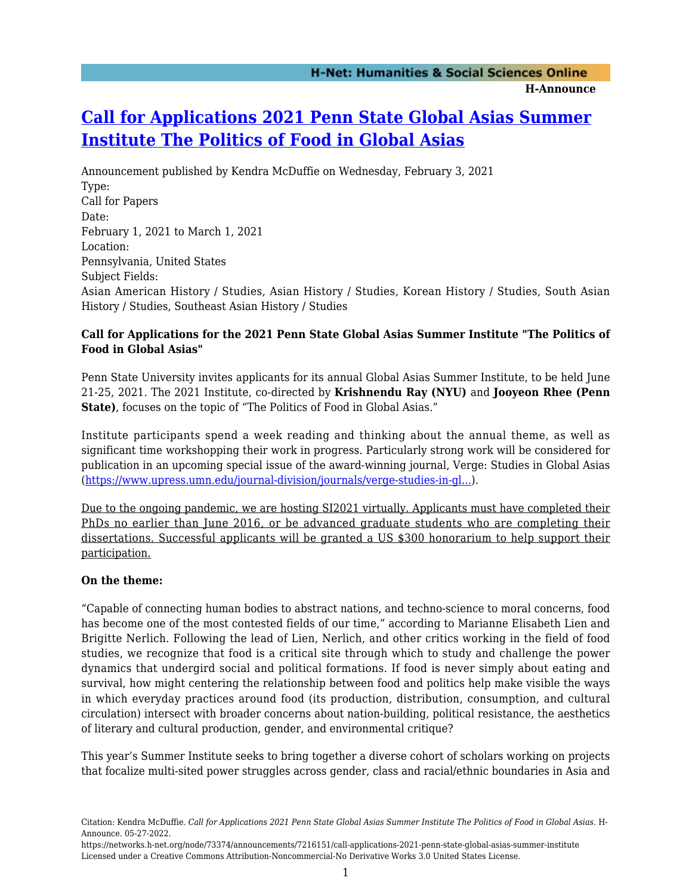# [Call for Applications 2021 Penn State Global Asias Summer Institute The Politics of Food in Global Asias](https://networks.h-net.org/node/73374/announcements/7216151/call-applications-2021-penn-state-global-asias-summer-institute)

Announcement published by Kendra McDuffie on Wednesday, February 3, 2021

Type:
Call for Papers

Date:
February 1, 2021 to March 1, 2021

Location:
Pennsylvania, United States

Subject Fields:
Asian American History / Studies, Asian History / Studies, Korean History / Studies, South Asian History / Studies, Southeast Asian History / Studies

**Call for Applications for the 2021 Penn State Global Asias Summer Institute "The Politics of Food in Global Asias"**

Penn State University invites applicants for its annual Global Asias Summer Institute, to be held June 21-25, 2021. The 2021 Institute, co-directed by **Krishnendu Ray (NYU)** and **Jooyeon Rhee (Penn State)**, focuses on the topic of "The Politics of Food in Global Asias."

Institute participants spend a week reading and thinking about the annual theme, as well as significant time workshopping their work in progress. Particularly strong work will be considered for publication in an upcoming special issue of the award-winning journal, Verge: Studies in Global Asias ([https://www.upress.umn.edu/journal-division/journals/verge-studies-in-gl...](https://www.upress.umn.edu/journal-division/journals/verge-studies-in-gl...)).

<u>Due to the ongoing pandemic, we are hosting SI2021 virtually. Applicants must have completed their PhDs no earlier than June 2016, or be advanced graduate students who are completing their dissertations. Successful applicants will be granted a US $300 honorarium to help support their participation.</u>

**On the theme:**

"Capable of connecting human bodies to abstract nations, and techno-science to moral concerns, food has become one of the most contested fields of our time," according to Marianne Elisabeth Lien and Brigitte Nerlich. Following the lead of Lien, Nerlich, and other critics working in the field of food studies, we recognize that food is a critical site through which to study and challenge the power dynamics that undergird social and political formations. If food is never simply about eating and survival, how might centering the relationship between food and politics help make visible the ways in which everyday practices around food (its production, distribution, consumption, and cultural circulation) intersect with broader concerns about nation-building, political resistance, the aesthetics of literary and cultural production, gender, and environmental critique?

This year's Summer Institute seeks to bring together a diverse cohort of scholars working on projects that focalize multi-sited power struggles across gender, class and racial/ethnic boundaries in Asia and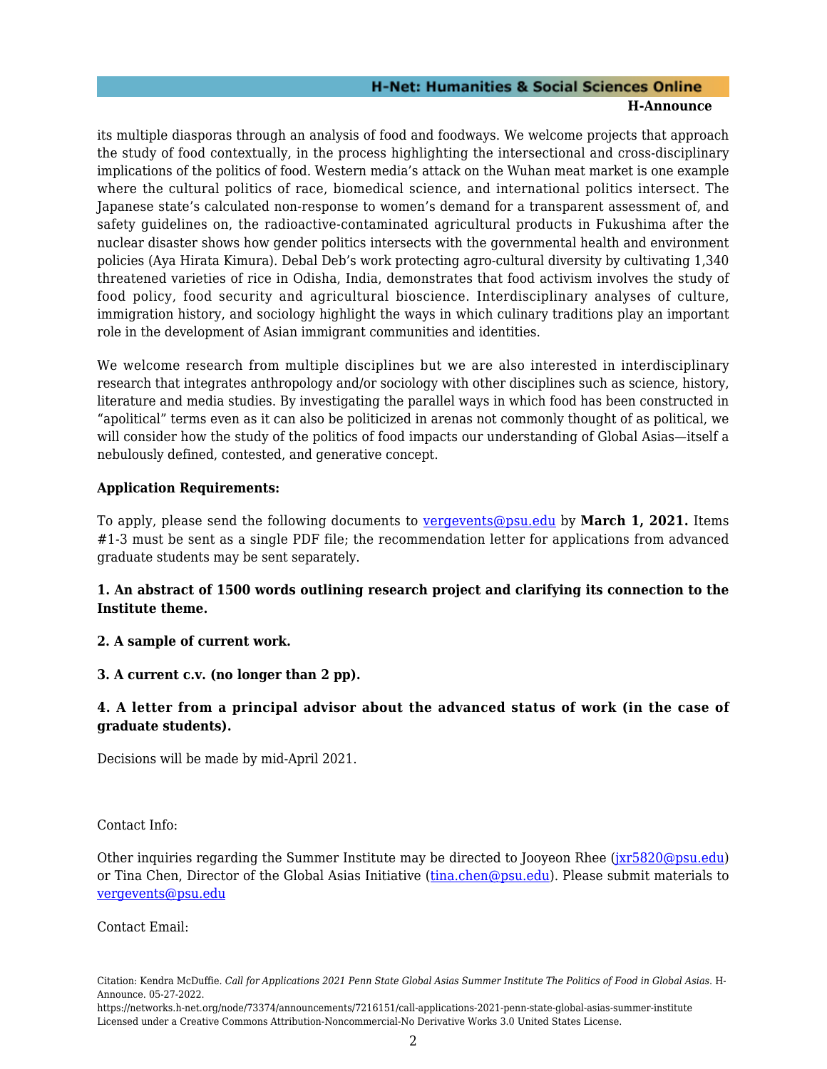its multiple diasporas through an analysis of food and foodways. We welcome projects that approach the study of food contextually, in the process highlighting the intersectional and cross-disciplinary implications of the politics of food. Western media's attack on the Wuhan meat market is one example where the cultural politics of race, biomedical science, and international politics intersect. The Japanese state's calculated non-response to women's demand for a transparent assessment of, and safety guidelines on, the radioactive-contaminated agricultural products in Fukushima after the nuclear disaster shows how gender politics intersects with the governmental health and environment policies (Aya Hirata Kimura). Debal Deb's work protecting agro-cultural diversity by cultivating 1,340 threatened varieties of rice in Odisha, India, demonstrates that food activism involves the study of food policy, food security and agricultural bioscience. Interdisciplinary analyses of culture, immigration history, and sociology highlight the ways in which culinary traditions play an important role in the development of Asian immigrant communities and identities.

We welcome research from multiple disciplines but we are also interested in interdisciplinary research that integrates anthropology and/or sociology with other disciplines such as science, history, literature and media studies. By investigating the parallel ways in which food has been constructed in "apolitical" terms even as it can also be politicized in arenas not commonly thought of as political, we will consider how the study of the politics of food impacts our understanding of Global Asias—itself a nebulously defined, contested, and generative concept.

**Application Requirements:**

To apply, please send the following documents to vergevents@psu.edu by **March 1, 2021.** Items #1-3 must be sent as a single PDF file; the recommendation letter for applications from advanced graduate students may be sent separately.

**1. An abstract of 1500 words outlining research project and clarifying its connection to the Institute theme.**

**2. A sample of current work.**

**3. A current c.v. (no longer than 2 pp).**

**4. A letter from a principal advisor about the advanced status of work (in the case of graduate students).**

Decisions will be made by mid-April 2021.

Contact Info:

Other inquiries regarding the Summer Institute may be directed to Jooyeon Rhee (jxr5820@psu.edu) or Tina Chen, Director of the Global Asias Initiative (tina.chen@psu.edu). Please submit materials to vergevents@psu.edu

Contact Email:

Citation: Kendra McDuffie. *Call for Applications 2021 Penn State Global Asias Summer Institute The Politics of Food in Global Asias*. H-Announce. 05-27-2022.
https://networks.h-net.org/node/73374/announcements/7216151/call-applications-2021-penn-state-global-asias-summer-institute
Licensed under a Creative Commons Attribution-Noncommercial-No Derivative Works 3.0 United States License.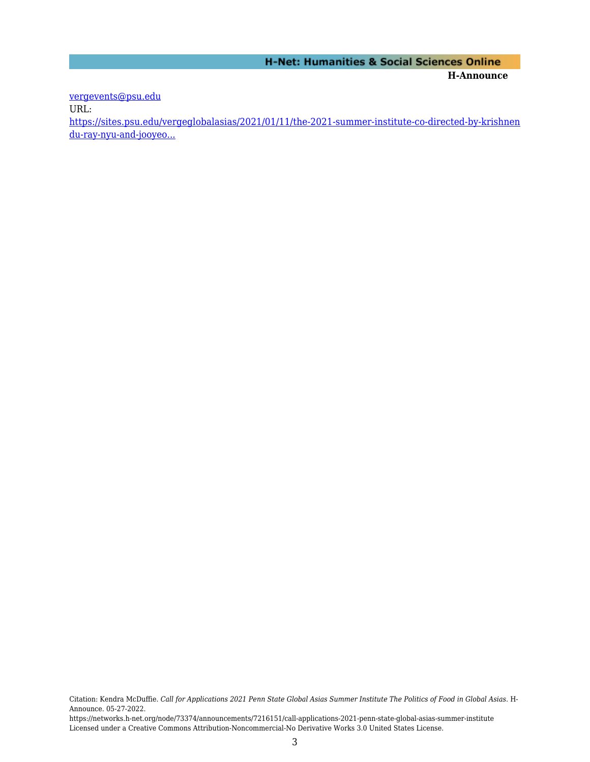vergevents@psu.edu
URL:
https://sites.psu.edu/vergeglobalasias/2021/01/11/the-2021-summer-institute-co-directed-by-krishnendu-ray-nyu-and-jooyeo...